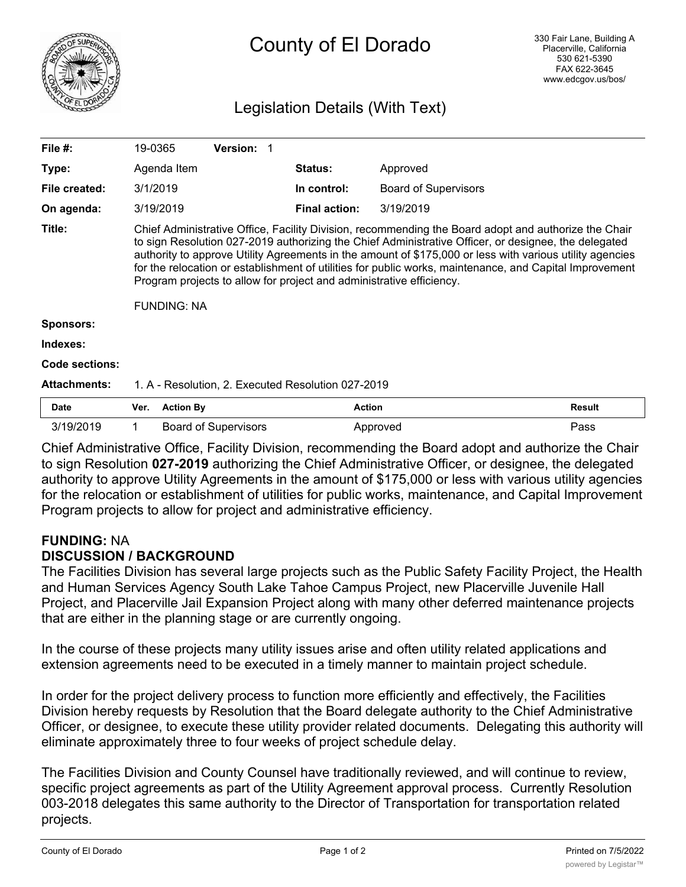# County of El Dorado

330 Fair Lane, Building A
Placerville, California
530 621-5390
FAX 622-3645
www.edcgov.us/bos/

## Legislation Details (With Text)

| | | | |
|---|---|---|---|
| **File #:** | 19-0365 **Version:** 1 | | |
| **Type:** | Agenda Item | **Status:** | Approved |
| **File created:** | 3/1/2019 | **In control:** | Board of Supervisors |
| **On agenda:** | 3/19/2019 | **Final action:** | 3/19/2019 |

**Title:** Chief Administrative Office, Facility Division, recommending the Board adopt and authorize the Chair to sign Resolution 027-2019 authorizing the Chief Administrative Officer, or designee, the delegated authority to approve Utility Agreements in the amount of $175,000 or less with various utility agencies for the relocation or establishment of utilities for public works, maintenance, and Capital Improvement Program projects to allow for project and administrative efficiency.

FUNDING: NA

**Sponsors:**

**Indexes:**

**Code sections:**

**Attachments:** 1. A - Resolution, 2. Executed Resolution 027-2019

| Date | Ver. | Action By | Action | Result |
|---|---|---|---|---|
| 3/19/2019 | 1 | Board of Supervisors | Approved | Pass |

Chief Administrative Office, Facility Division, recommending the Board adopt and authorize the Chair to sign Resolution **027-2019** authorizing the Chief Administrative Officer, or designee, the delegated authority to approve Utility Agreements in the amount of $175,000 or less with various utility agencies for the relocation or establishment of utilities for public works, maintenance, and Capital Improvement Program projects to allow for project and administrative efficiency.

**FUNDING:** NA

**DISCUSSION / BACKGROUND**

The Facilities Division has several large projects such as the Public Safety Facility Project, the Health and Human Services Agency South Lake Tahoe Campus Project, new Placerville Juvenile Hall Project, and Placerville Jail Expansion Project along with many other deferred maintenance projects that are either in the planning stage or are currently ongoing.

In the course of these projects many utility issues arise and often utility related applications and extension agreements need to be executed in a timely manner to maintain project schedule.

In order for the project delivery process to function more efficiently and effectively, the Facilities Division hereby requests by Resolution that the Board delegate authority to the Chief Administrative Officer, or designee, to execute these utility provider related documents. Delegating this authority will eliminate approximately three to four weeks of project schedule delay.

The Facilities Division and County Counsel have traditionally reviewed, and will continue to review, specific project agreements as part of the Utility Agreement approval process. Currently Resolution 003-2018 delegates this same authority to the Director of Transportation for transportation related projects.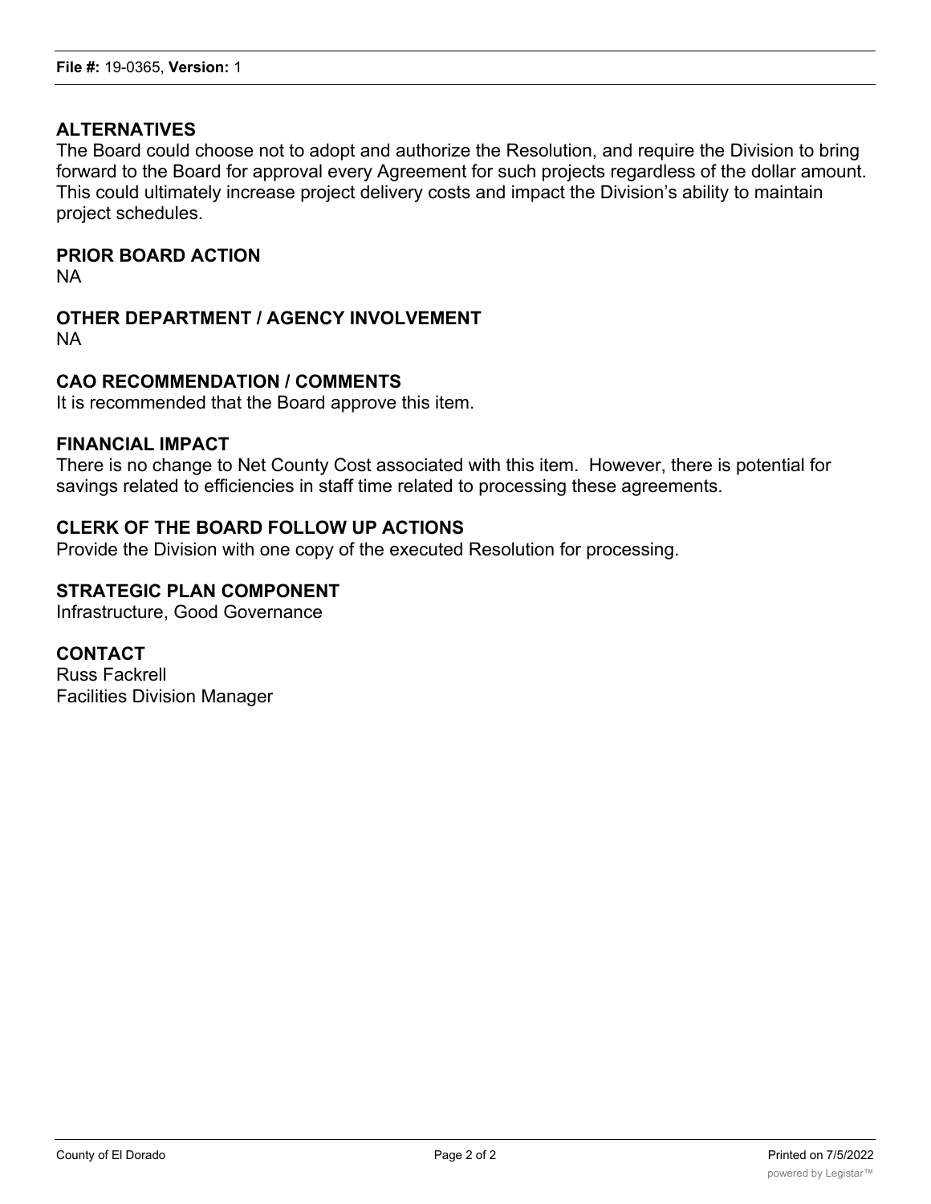## ALTERNATIVES

The Board could choose not to adopt and authorize the Resolution, and require the Division to bring forward to the Board for approval every Agreement for such projects regardless of the dollar amount. This could ultimately increase project delivery costs and impact the Division's ability to maintain project schedules.

## PRIOR BOARD ACTION

NA

## OTHER DEPARTMENT / AGENCY INVOLVEMENT

NA

## CAO RECOMMENDATION / COMMENTS

It is recommended that the Board approve this item.

## FINANCIAL IMPACT

There is no change to Net County Cost associated with this item. However, there is potential for savings related to efficiencies in staff time related to processing these agreements.

## CLERK OF THE BOARD FOLLOW UP ACTIONS

Provide the Division with one copy of the executed Resolution for processing.

## STRATEGIC PLAN COMPONENT

Infrastructure, Good Governance

## CONTACT

Russ Fackrell
Facilities Division Manager